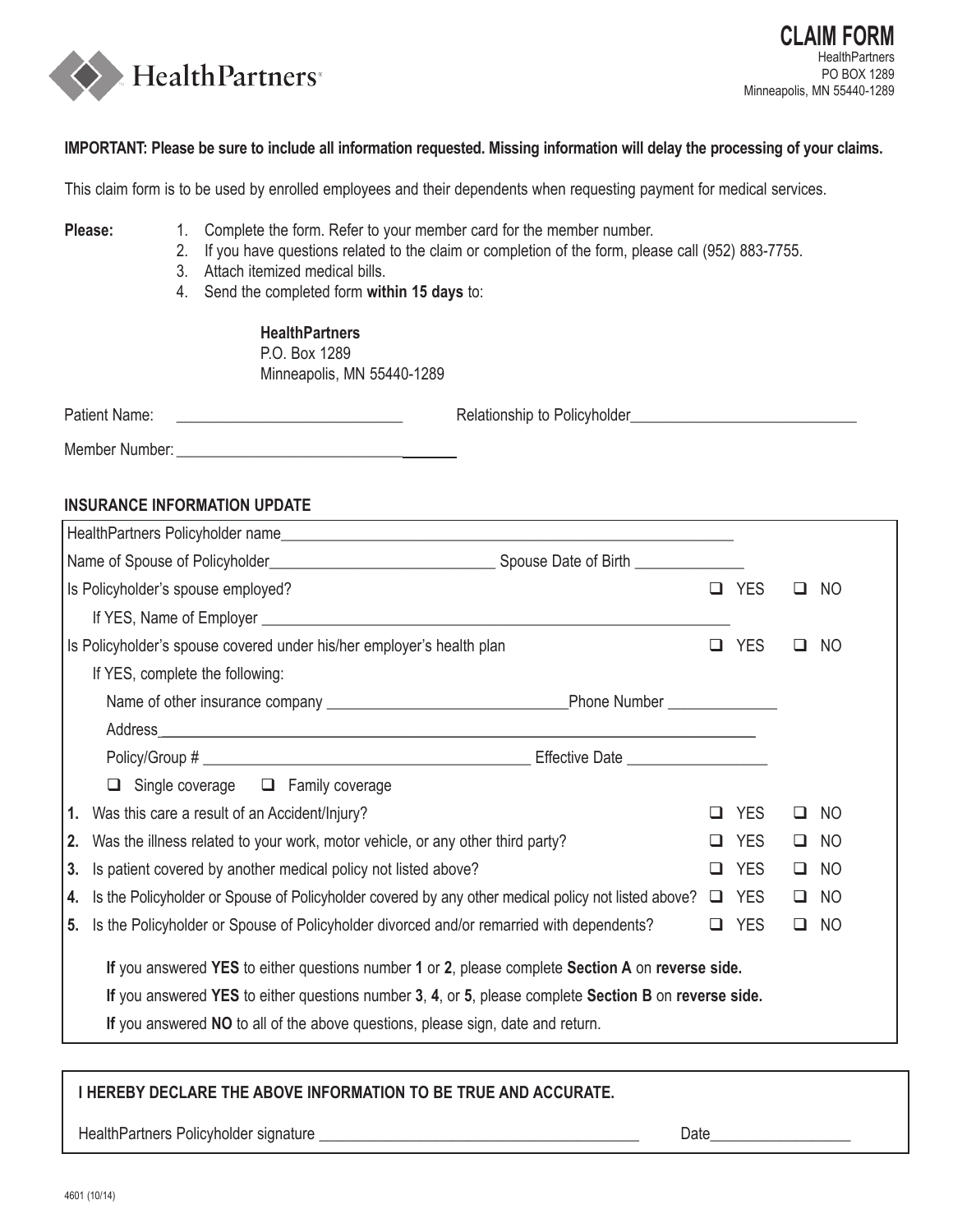# CLAIM FORM

HealthPartners
PO BOX 1289
Minneapolis, MN 55440-1289

**IMPORTANT: Please be sure to include all information requested. Missing information will delay the processing of your claims.**

This claim form is to be used by enrolled employees and their dependents when requesting payment for medical services.

**Please:**

1. Complete the form. Refer to your member card for the member number.
2. If you have questions related to the claim or completion of the form, please call (952) 883-7755.
3. Attach itemized medical bills.
4. Send the completed form **within 15 days** to:

   **HealthPartners**
   P.O. Box 1289
   Minneapolis, MN 55440-1289

Patient Name: ____________________________ Relationship to Policyholder____________________________

Member Number: ____________________________

## INSURANCE INFORMATION UPDATE

HealthPartners Policyholder name____________________________________________________________

Name of Spouse of Policyholder____________________________ Spouse Date of Birth ______________

Is Policyholder's spouse employed? ☐ YES ☐ NO

If YES, Name of Employer ____________________________________________________________

Is Policyholder's spouse covered under his/her employer's health plan ☐ YES ☐ NO

If YES, complete the following:

Name of other insurance company ______________________________Phone Number ______________

Address____________________________________________________________________________

Policy/Group # __________________________________________ Effective Date __________________

☐ Single coverage ☐ Family coverage

1. Was this care a result of an Accident/Injury? ☐ YES ☐ NO
2. Was the illness related to your work, motor vehicle, or any other third party? ☐ YES ☐ NO
3. Is patient covered by another medical policy not listed above? ☐ YES ☐ NO
4. Is the Policyholder or Spouse of Policyholder covered by any other medical policy not listed above? ☐ YES ☐ NO
5. Is the Policyholder or Spouse of Policyholder divorced and/or remarried with dependents? ☐ YES ☐ NO

**If** you answered **YES** to either questions number **1** or **2**, please complete **Section A** on **reverse side.**

**If** you answered **YES** to either questions number **3**, **4**, or **5**, please complete **Section B** on **reverse side.**

**If** you answered **NO** to all of the above questions, please sign, date and return.

**I HEREBY DECLARE THE ABOVE INFORMATION TO BE TRUE AND ACCURATE.**

HealthPartners Policyholder signature ________________________________________ Date__________________

4601 (10/14)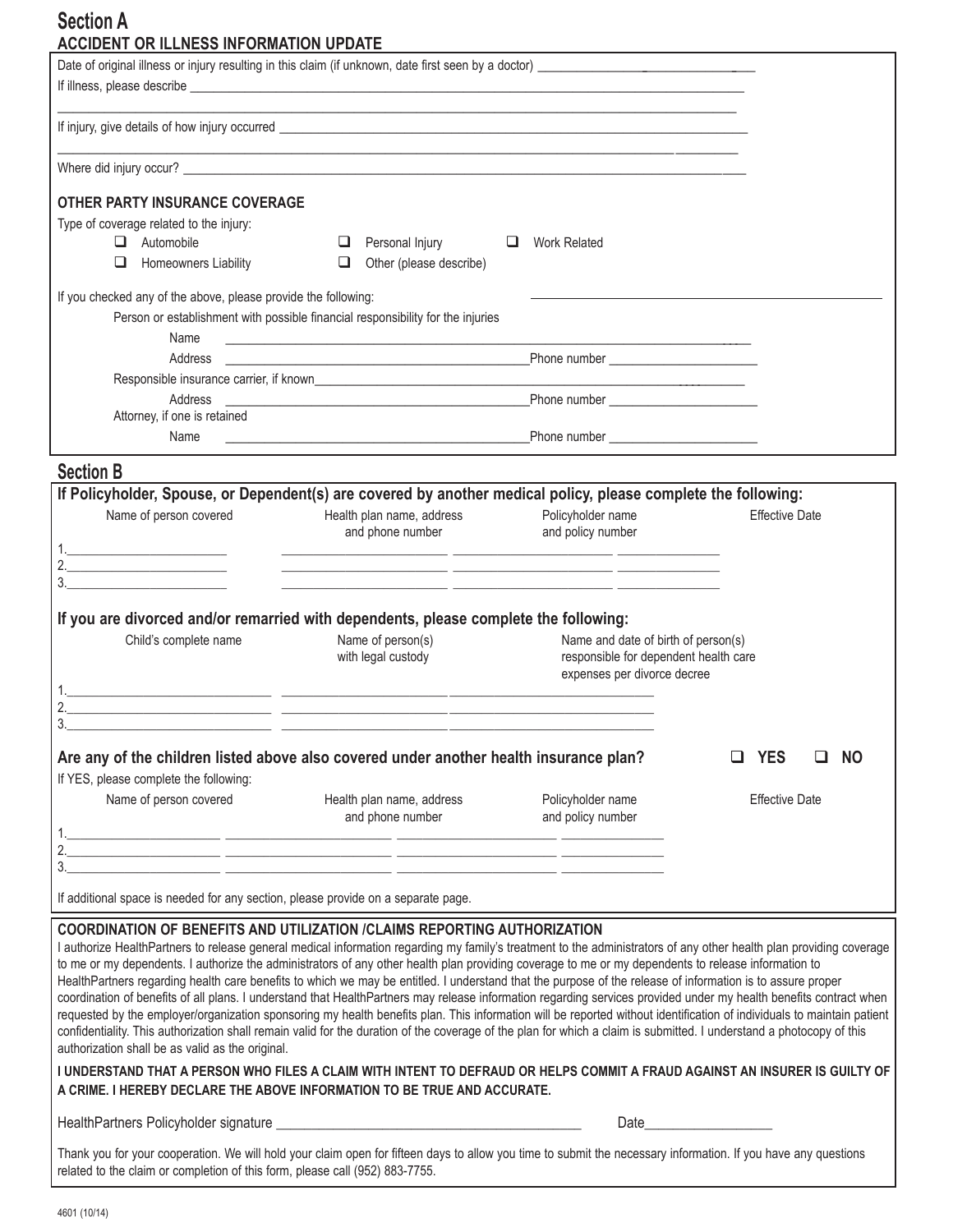## Section A

### ACCIDENT OR ILLNESS INFORMATION UPDATE

Date of original illness or injury resulting in this claim (if unknown, date first seen by a doctor) ____________________

If illness, please describe ____________________

____________________

If injury, give details of how injury occurred ____________________

____________________

Where did injury occur? ____________________

**OTHER PARTY INSURANCE COVERAGE**

Type of coverage related to the injury:

- ☐ Automobile
- ☐ Personal Injury
- ☐ Work Related
- ☐ Homeowners Liability
- ☐ Other (please describe) ____________________

If you checked any of the above, please provide the following:

Person or establishment with possible financial responsibility for the injuries

Name ____________________

Address ____________________ Phone number ____________________

Responsible insurance carrier, if known ____________________

Address ____________________ Phone number ____________________

Attorney, if one is retained

Name ____________________ Phone number ____________________

## Section B

**If Policyholder, Spouse, or Dependent(s) are covered by another medical policy, please complete the following:**

| Name of person covered | Health plan name, address and phone number | Policyholder name and policy number | Effective Date |
|---|---|---|---|
| 1. | | | |
| 2. | | | |
| 3. | | | |

**If you are divorced and/or remarried with dependents, please complete the following:**

| Child's complete name | Name of person(s) with legal custody | Name and date of birth of person(s) responsible for dependent health care expenses per divorce decree |
|---|---|---|
| 1. | | |
| 2. | | |
| 3. | | |

**Are any of the children listed above also covered under another health insurance plan?** ☐ **YES** ☐ **NO**

If YES, please complete the following:

| Name of person covered | Health plan name, address and phone number | Policyholder name and policy number | Effective Date |
|---|---|---|---|
| 1. | | | |
| 2. | | | |
| 3. | | | |

If additional space is needed for any section, please provide on a separate page.

**COORDINATION OF BENEFITS AND UTILIZATION /CLAIMS REPORTING AUTHORIZATION**

I authorize HealthPartners to release general medical information regarding my family's treatment to the administrators of any other health plan providing coverage to me or my dependents. I authorize the administrators of any other health plan providing coverage to me or my dependents to release information to HealthPartners regarding health care benefits to which we may be entitled. I understand that the purpose of the release of information is to assure proper coordination of benefits of all plans. I understand that HealthPartners may release information regarding services provided under my health benefits contract when requested by the employer/organization sponsoring my health benefits plan. This information will be reported without identification of individuals to maintain patient confidentiality. This authorization shall remain valid for the duration of the coverage of the plan for which a claim is submitted. I understand a photocopy of this authorization shall be as valid as the original.

**I UNDERSTAND THAT A PERSON WHO FILES A CLAIM WITH INTENT TO DEFRAUD OR HELPS COMMIT A FRAUD AGAINST AN INSURER IS GUILTY OF A CRIME. I HEREBY DECLARE THE ABOVE INFORMATION TO BE TRUE AND ACCURATE.**

HealthPartners Policyholder signature ____________________ Date ____________

Thank you for your cooperation. We will hold your claim open for fifteen days to allow you time to submit the necessary information. If you have any questions related to the claim or completion of this form, please call (952) 883-7755.

4601 (10/14)